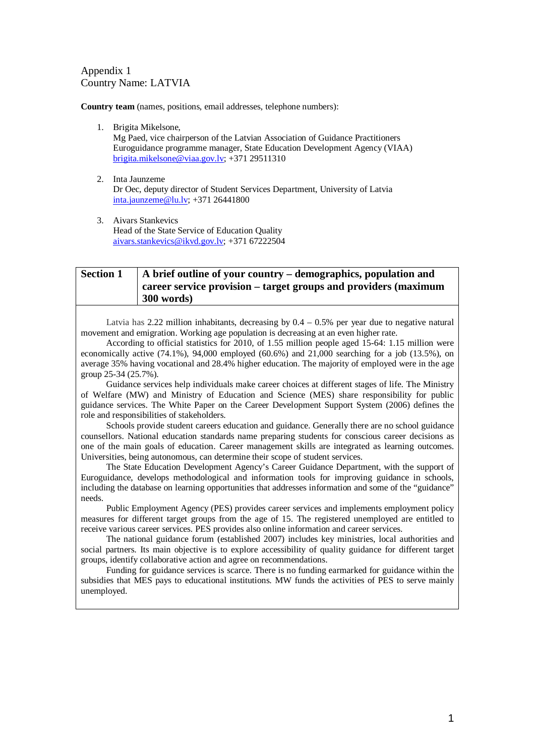Appendix 1
Country Name: LATVIA

**Country team** (names, positions, email addresses, telephone numbers):

1. Brigita Mikelsone,
   Mg Paed, vice chairperson of the Latvian Association of Guidance Practitioners
   Euroguidance programme manager, State Education Development Agency (VIAA)
   brigita.mikelsone@viaa.gov.lv; +371 29511310

2. Inta Jaunzeme
   Dr Oec, deputy director of Student Services Department, University of Latvia
   inta.jaunzeme@lu.lv; +371 26441800

3. Aivars Stankevics
   Head of the State Service of Education Quality
   aivars.stankevics@ikvd.gov.lv; +371 67222504

| **Section 1** | **A brief outline of your country – demographics, population and career service provision – target groups and providers (maximum 300 words)** |
|---|---|

Latvia has 2.22 million inhabitants, decreasing by 0.4 – 0.5% per year due to negative natural movement and emigration. Working age population is decreasing at an even higher rate.

According to official statistics for 2010, of 1.55 million people aged 15-64: 1.15 million were economically active (74.1%), 94,000 employed (60.6%) and 21,000 searching for a job (13.5%), on average 35% having vocational and 28.4% higher education. The majority of employed were in the age group 25-34 (25.7%).

Guidance services help individuals make career choices at different stages of life. The Ministry of Welfare (MW) and Ministry of Education and Science (MES) share responsibility for public guidance services. The White Paper on the Career Development Support System (2006) defines the role and responsibilities of stakeholders.

Schools provide student careers education and guidance. Generally there are no school guidance counsellors. National education standards name preparing students for conscious career decisions as one of the main goals of education. Career management skills are integrated as learning outcomes. Universities, being autonomous, can determine their scope of student services.

The State Education Development Agency's Career Guidance Department, with the support of Euroguidance, develops methodological and information tools for improving guidance in schools, including the database on learning opportunities that addresses information and some of the "guidance" needs.

Public Employment Agency (PES) provides career services and implements employment policy measures for different target groups from the age of 15. The registered unemployed are entitled to receive various career services. PES provides also online information and career services.

The national guidance forum (established 2007) includes key ministries, local authorities and social partners. Its main objective is to explore accessibility of quality guidance for different target groups, identify collaborative action and agree on recommendations.

Funding for guidance services is scarce. There is no funding earmarked for guidance within the subsidies that MES pays to educational institutions. MW funds the activities of PES to serve mainly unemployed.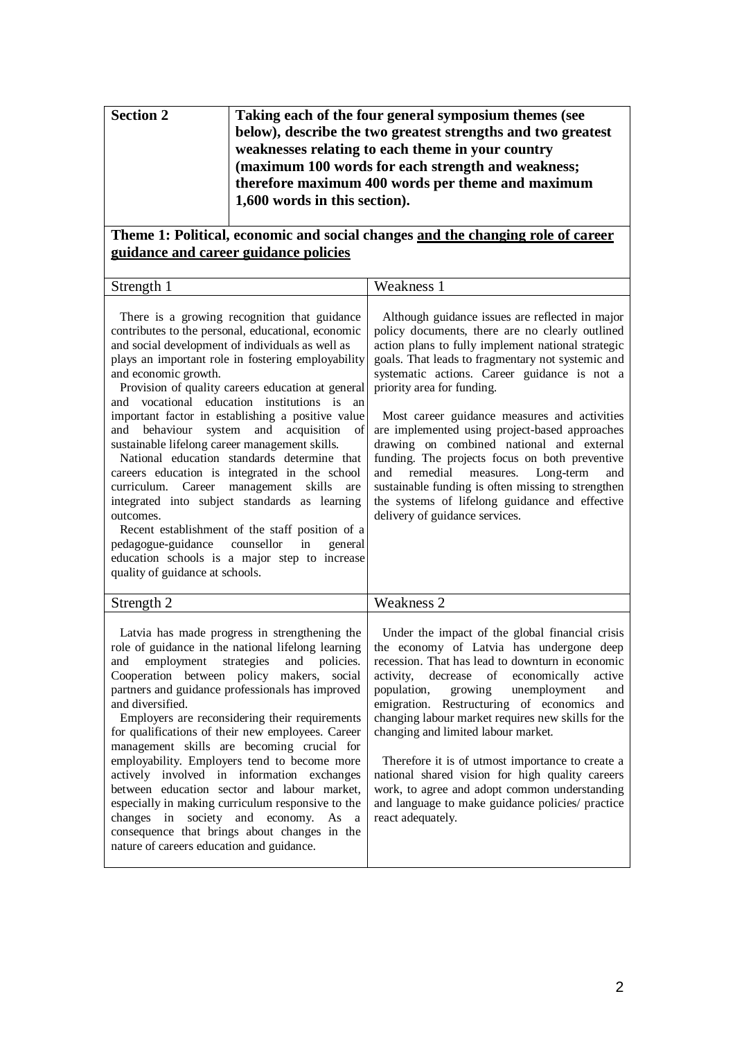| **Section 2** | **Taking each of the four general symposium themes (see below), describe the two greatest strengths and two greatest weaknesses relating to each theme in your country (maximum 100 words for each strength and weakness; therefore maximum 400 words per theme and maximum 1,600 words in this section).** |
|---|---|

**Theme 1: Political, economic and social changes <u>and the changing role of career guidance and career guidance policies</u>**

| Strength 1 | Weakness 1 |
|---|---|
| There is a growing recognition that guidance contributes to the personal, educational, economic and social development of individuals as well as plays an important role in fostering employability and economic growth.<br>Provision of quality careers education at general and vocational education institutions is an important factor in establishing a positive value and behaviour system and acquisition of sustainable lifelong career management skills.<br>National education standards determine that careers education is integrated in the school curriculum. Career management skills are integrated into subject standards as learning outcomes.<br>Recent establishment of the staff position of a pedagogue-guidance counsellor in general education schools is a major step to increase quality of guidance at schools. | Although guidance issues are reflected in major policy documents, there are no clearly outlined action plans to fully implement national strategic goals. That leads to fragmentary not systemic and systematic actions. Career guidance is not a priority area for funding.<br><br>Most career guidance measures and activities are implemented using project-based approaches drawing on combined national and external funding. The projects focus on both preventive and remedial measures. Long-term and sustainable funding is often missing to strengthen the systems of lifelong guidance and effective delivery of guidance services. |
| **Strength 2** | **Weakness 2** |
| Latvia has made progress in strengthening the role of guidance in the national lifelong learning and employment strategies and policies. Cooperation between policy makers, social partners and guidance professionals has improved and diversified.<br>Employers are reconsidering their requirements for qualifications of their new employees. Career management skills are becoming crucial for employability. Employers tend to become more actively involved in information exchanges between education sector and labour market, especially in making curriculum responsive to the changes in society and economy. As a consequence that brings about changes in the nature of careers education and guidance. | Under the impact of the global financial crisis the economy of Latvia has undergone deep recession. That has lead to downturn in economic activity, decrease of economically active population, growing unemployment and emigration. Restructuring of economics and changing labour market requires new skills for the changing and limited labour market.<br><br>Therefore it is of utmost importance to create a national shared vision for high quality careers work, to agree and adopt common understanding and language to make guidance policies/ practice react adequately. |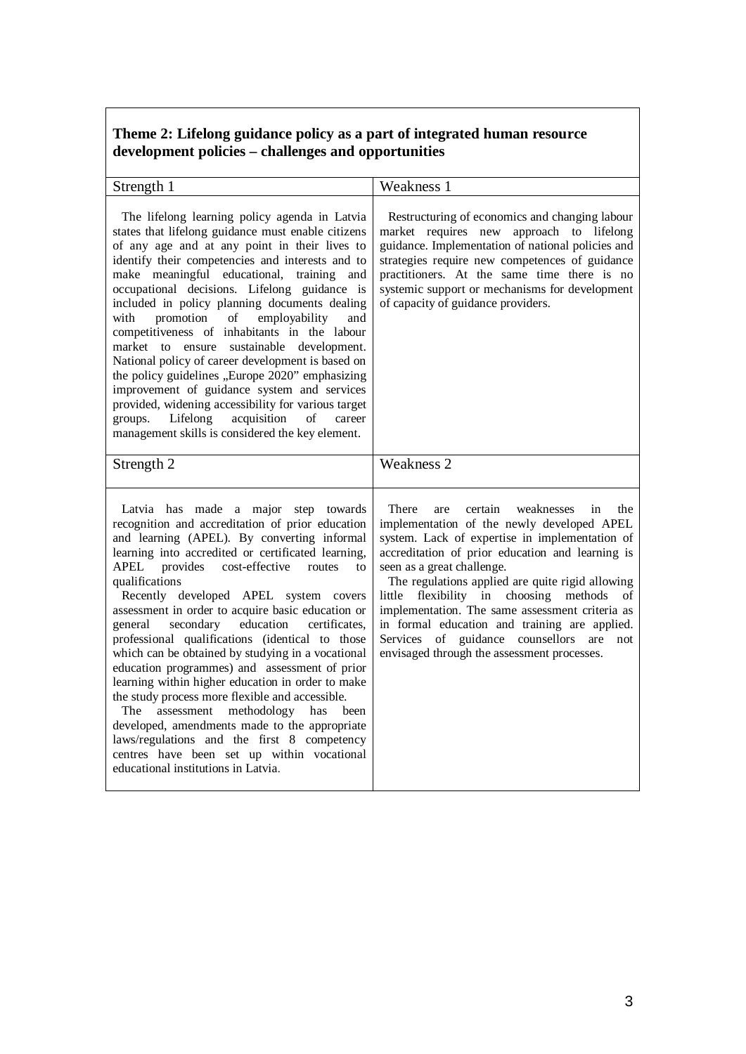**Theme 2: Lifelong guidance policy as a part of integrated human resource development policies – challenges and opportunities**

| Strength 1 | Weakness 1 |
|---|---|
| The lifelong learning policy agenda in Latvia states that lifelong guidance must enable citizens of any age and at any point in their lives to identify their competencies and interests and to make meaningful educational, training and occupational decisions. Lifelong guidance is included in policy planning documents dealing with promotion of employability and competitiveness of inhabitants in the labour market to ensure sustainable development. National policy of career development is based on the policy guidelines „Europe 2020" emphasizing improvement of guidance system and services provided, widening accessibility for various target groups. Lifelong acquisition of career management skills is considered the key element. | Restructuring of economics and changing labour market requires new approach to lifelong guidance. Implementation of national policies and strategies require new competences of guidance practitioners. At the same time there is no systemic support or mechanisms for development of capacity of guidance providers. |
| **Strength 2** | **Weakness 2** |
| Latvia has made a major step towards recognition and accreditation of prior education and learning (APEL). By converting informal learning into accredited or certificated learning, APEL provides cost-effective routes to qualifications<br>Recently developed APEL system covers assessment in order to acquire basic education or general secondary education certificates, professional qualifications (identical to those which can be obtained by studying in a vocational education programmes) and assessment of prior learning within higher education in order to make the study process more flexible and accessible.<br>The assessment methodology has been developed, amendments made to the appropriate laws/regulations and the first 8 competency centres have been set up within vocational educational institutions in Latvia. | There are certain weaknesses in the implementation of the newly developed APEL system. Lack of expertise in implementation of accreditation of prior education and learning is seen as a great challenge.<br>The regulations applied are quite rigid allowing little flexibility in choosing methods of implementation. The same assessment criteria as in formal education and training are applied. Services of guidance counsellors are not envisaged through the assessment processes. |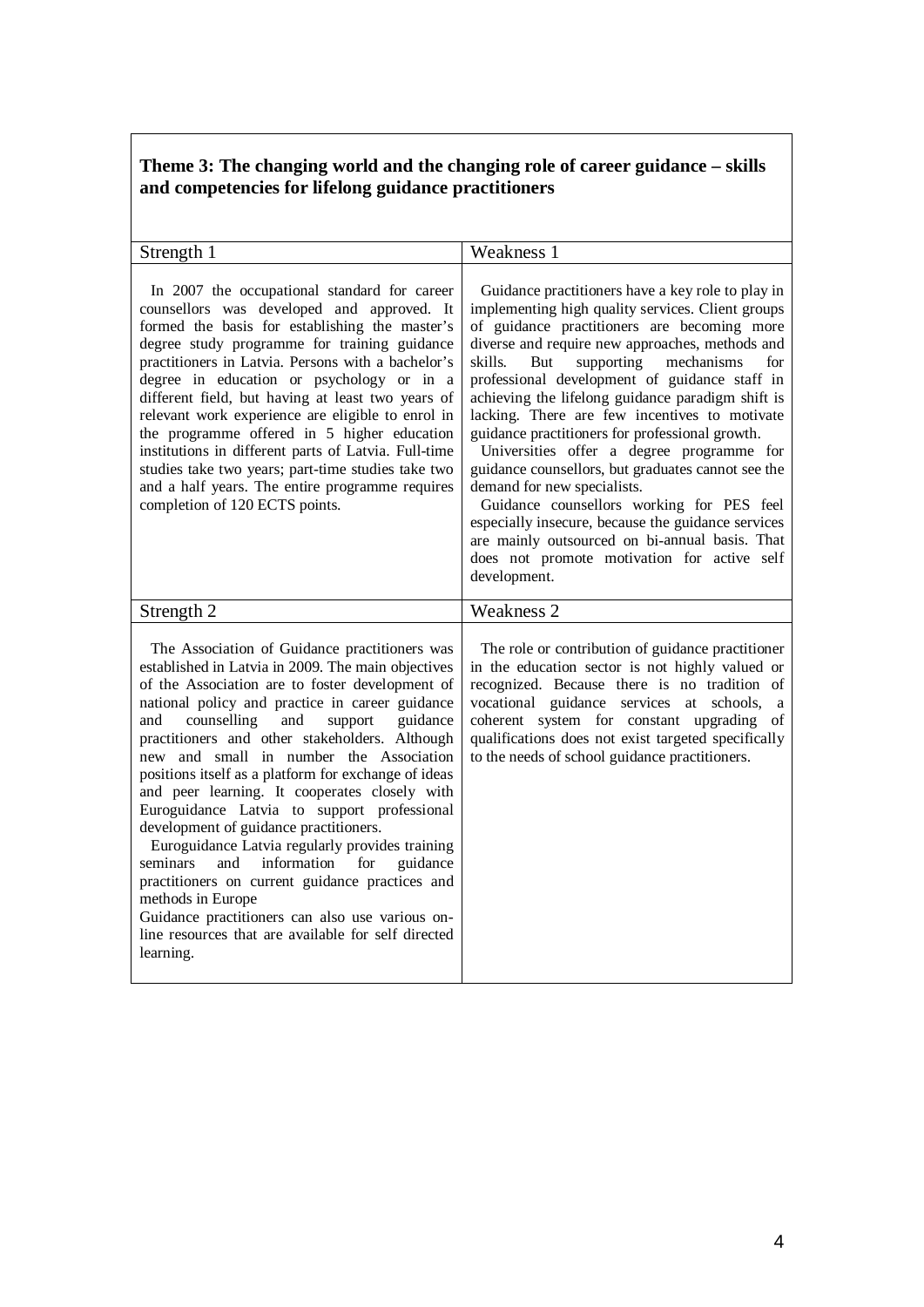**Theme 3: The changing world and the changing role of career guidance – skills and competencies for lifelong guidance practitioners**

| Strength 1 | Weakness 1 |
|---|---|
| In 2007 the occupational standard for career counsellors was developed and approved. It formed the basis for establishing the master's degree study programme for training guidance practitioners in Latvia. Persons with a bachelor's degree in education or psychology or in a different field, but having at least two years of relevant work experience are eligible to enrol in the programme offered in 5 higher education institutions in different parts of Latvia. Full-time studies take two years; part-time studies take two and a half years. The entire programme requires completion of 120 ECTS points. | Guidance practitioners have a key role to play in implementing high quality services. Client groups of guidance practitioners are becoming more diverse and require new approaches, methods and skills. But supporting mechanisms for professional development of guidance staff in achieving the lifelong guidance paradigm shift is lacking. There are few incentives to motivate guidance practitioners for professional growth. Universities offer a degree programme for guidance counsellors, but graduates cannot see the demand for new specialists. Guidance counsellors working for PES feel especially insecure, because the guidance services are mainly outsourced on bi-annual basis. That does not promote motivation for active self development. |
| **Strength 2** | **Weakness 2** |
| The Association of Guidance practitioners was established in Latvia in 2009. The main objectives of the Association are to foster development of national policy and practice in career guidance and counselling and support guidance practitioners and other stakeholders. Although new and small in number the Association positions itself as a platform for exchange of ideas and peer learning. It cooperates closely with Euroguidance Latvia to support professional development of guidance practitioners. Euroguidance Latvia regularly provides training seminars and information for guidance practitioners on current guidance practices and methods in Europe Guidance practitioners can also use various on-line resources that are available for self directed learning. | The role or contribution of guidance practitioner in the education sector is not highly valued or recognized. Because there is no tradition of vocational guidance services at schools, a coherent system for constant upgrading of qualifications does not exist targeted specifically to the needs of school guidance practitioners. |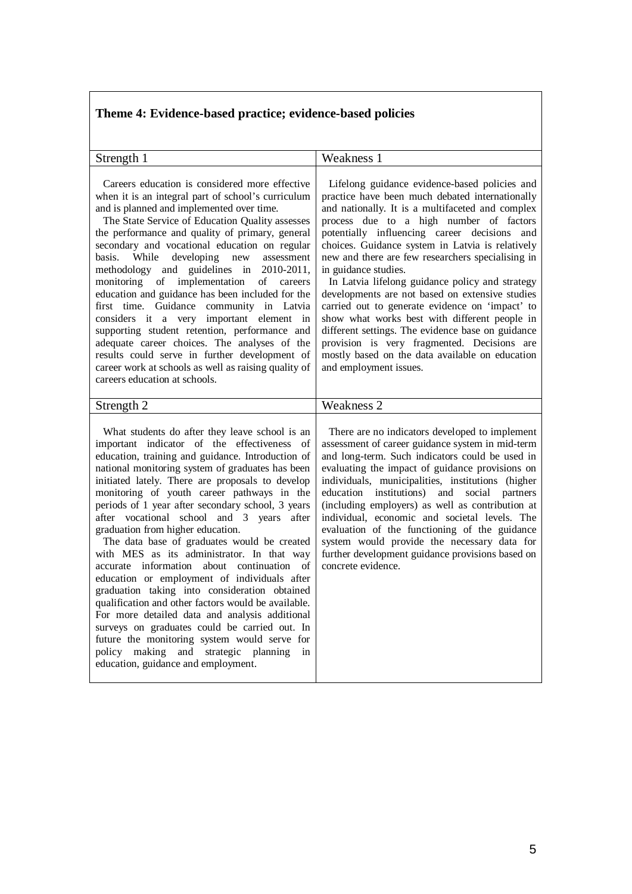**Theme 4: Evidence-based practice; evidence-based policies**

| Strength 1 | Weakness 1 |
|---|---|
| Careers education is considered more effective when it is an integral part of school's curriculum and is planned and implemented over time.<br>The State Service of Education Quality assesses the performance and quality of primary, general secondary and vocational education on regular basis. While developing new assessment methodology and guidelines in 2010-2011, monitoring of implementation of careers education and guidance has been included for the first time. Guidance community in Latvia considers it a very important element in supporting student retention, performance and adequate career choices. The analyses of the results could serve in further development of career work at schools as well as raising quality of careers education at schools. | Lifelong guidance evidence-based policies and practice have been much debated internationally and nationally. It is a multifaceted and complex process due to a high number of factors potentially influencing career decisions and choices. Guidance system in Latvia is relatively new and there are few researchers specialising in in guidance studies.<br>In Latvia lifelong guidance policy and strategy developments are not based on extensive studies carried out to generate evidence on 'impact' to show what works best with different people in different settings. The evidence base on guidance provision is very fragmented. Decisions are mostly based on the data available on education and employment issues. |
| **Strength 2** | **Weakness 2** |
| What students do after they leave school is an important indicator of the effectiveness of education, training and guidance. Introduction of national monitoring system of graduates has been initiated lately. There are proposals to develop monitoring of youth career pathways in the periods of 1 year after secondary school, 3 years after vocational school and 3 years after graduation from higher education.<br>The data base of graduates would be created with MES as its administrator. In that way accurate information about continuation of education or employment of individuals after graduation taking into consideration obtained qualification and other factors would be available. For more detailed data and analysis additional surveys on graduates could be carried out. In future the monitoring system would serve for policy making and strategic planning in education, guidance and employment. | There are no indicators developed to implement assessment of career guidance system in mid-term and long-term. Such indicators could be used in evaluating the impact of guidance provisions on individuals, municipalities, institutions (higher education institutions) and social partners (including employers) as well as contribution at individual, economic and societal levels. The evaluation of the functioning of the guidance system would provide the necessary data for further development guidance provisions based on concrete evidence. |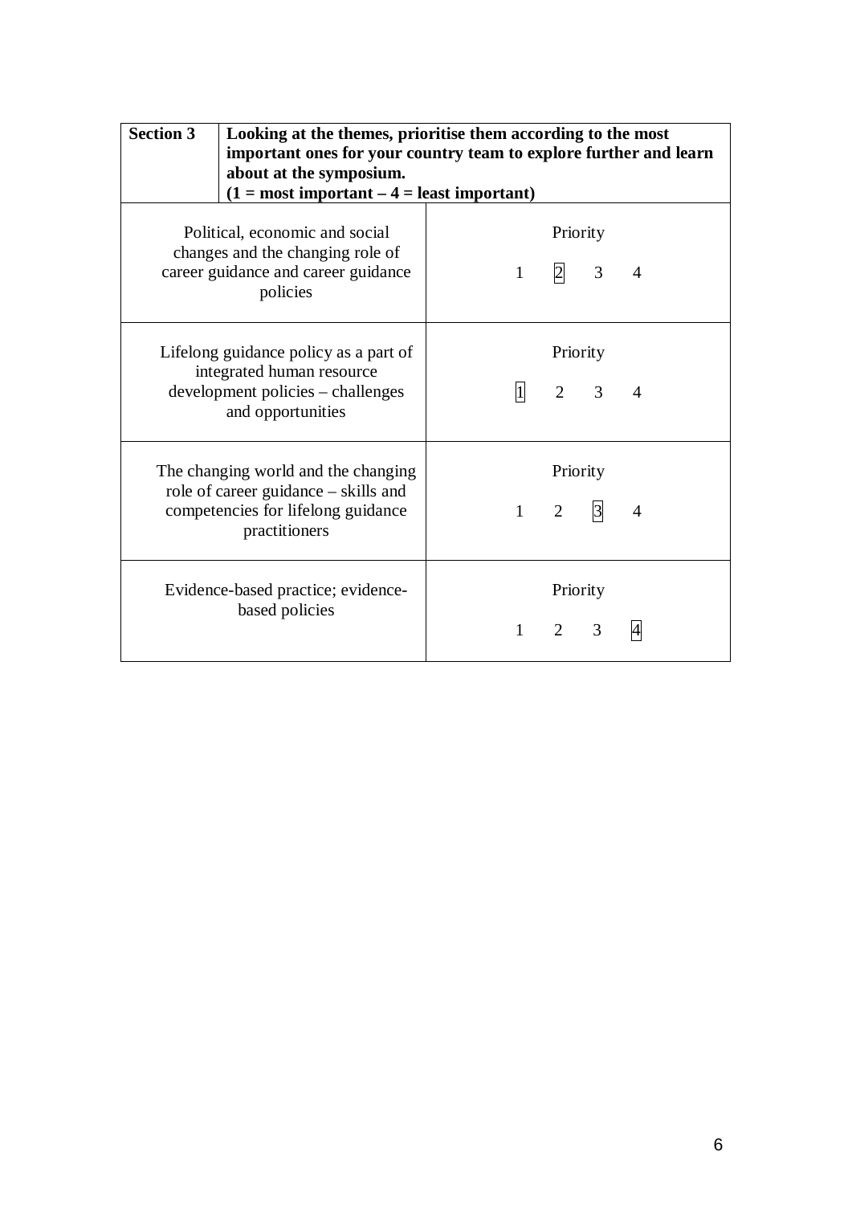| **Section 3** | **Looking at the themes, prioritise them according to the most important ones for your country team to explore further and learn about at the symposium. (1 = most important – 4 = least important)** |
|---|---|
| Political, economic and social changes and the changing role of career guidance and career guidance policies | Priority<br>1 [2] 3 4 |
| Lifelong guidance policy as a part of integrated human resource development policies – challenges and opportunities | Priority<br>[1] 2 3 4 |
| The changing world and the changing role of career guidance – skills and competencies for lifelong guidance practitioners | Priority<br>1 2 [3] 4 |
| Evidence-based practice; evidence-based policies | Priority<br>1 2 3 [4] |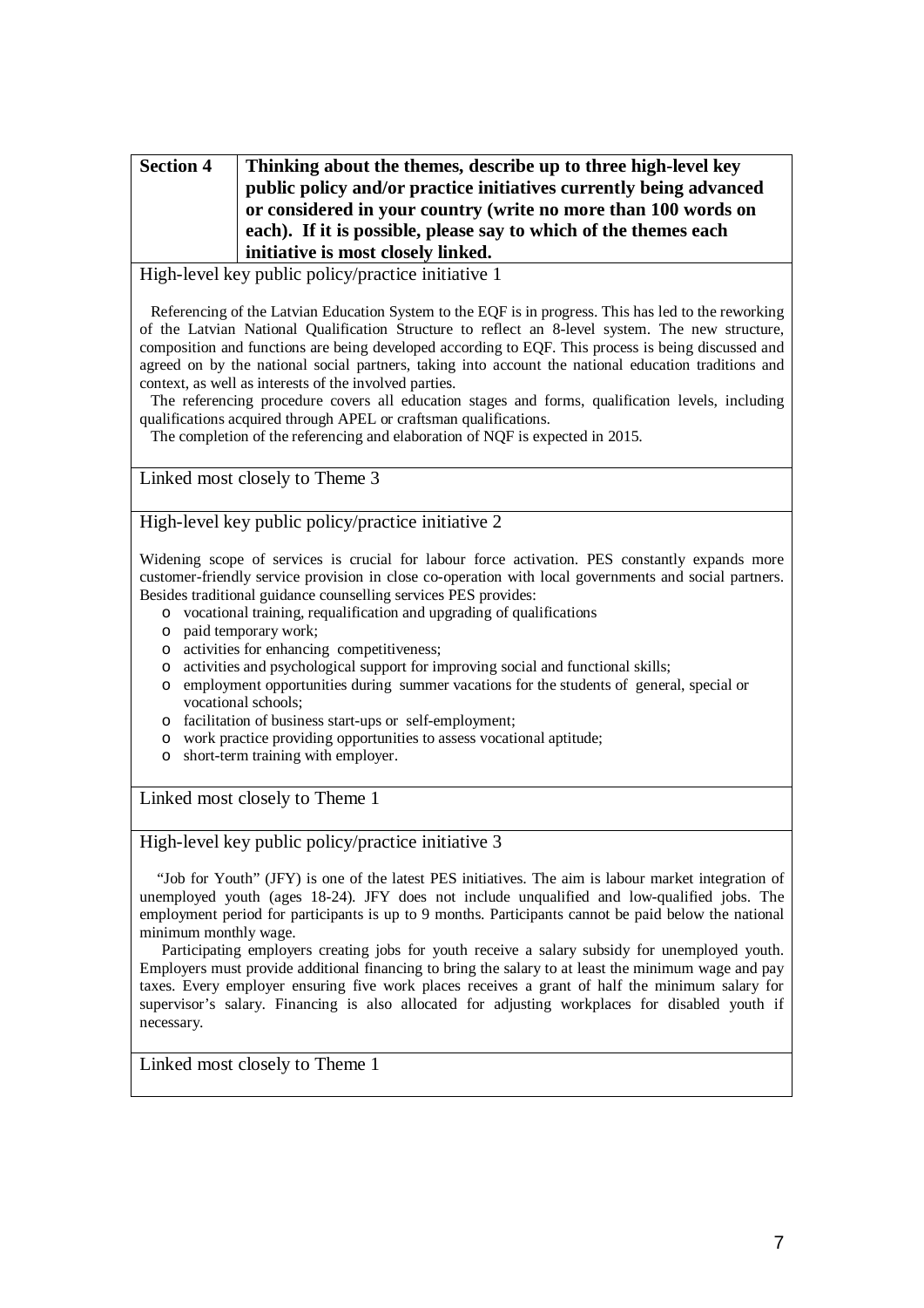| **Section 4** | **Thinking about the themes, describe up to three high-level key public policy and/or practice initiatives currently being advanced or considered in your country (write no more than 100 words on each). If it is possible, please say to which of the themes each initiative is most closely linked.** |
|---|---|

High-level key public policy/practice initiative 1

Referencing of the Latvian Education System to the EQF is in progress. This has led to the reworking of the Latvian National Qualification Structure to reflect an 8-level system. The new structure, composition and functions are being developed according to EQF. This process is being discussed and agreed on by the national social partners, taking into account the national education traditions and context, as well as interests of the involved parties.

The referencing procedure covers all education stages and forms, qualification levels, including qualifications acquired through APEL or craftsman qualifications.

The completion of the referencing and elaboration of NQF is expected in 2015.

Linked most closely to Theme 3

High-level key public policy/practice initiative 2

Widening scope of services is crucial for labour force activation. PES constantly expands more customer-friendly service provision in close co-operation with local governments and social partners. Besides traditional guidance counselling services PES provides:

- vocational training, requalification and upgrading of qualifications
- paid temporary work;
- activities for enhancing competitiveness;
- activities and psychological support for improving social and functional skills;
- employment opportunities during summer vacations for the students of general, special or vocational schools;
- facilitation of business start-ups or self-employment;
- work practice providing opportunities to assess vocational aptitude;
- short-term training with employer.

Linked most closely to Theme 1

High-level key public policy/practice initiative 3

"Job for Youth" (JFY) is one of the latest PES initiatives. The aim is labour market integration of unemployed youth (ages 18-24). JFY does not include unqualified and low-qualified jobs. The employment period for participants is up to 9 months. Participants cannot be paid below the national minimum monthly wage.

Participating employers creating jobs for youth receive a salary subsidy for unemployed youth. Employers must provide additional financing to bring the salary to at least the minimum wage and pay taxes. Every employer ensuring five work places receives a grant of half the minimum salary for supervisor's salary. Financing is also allocated for adjusting workplaces for disabled youth if necessary.

Linked most closely to Theme 1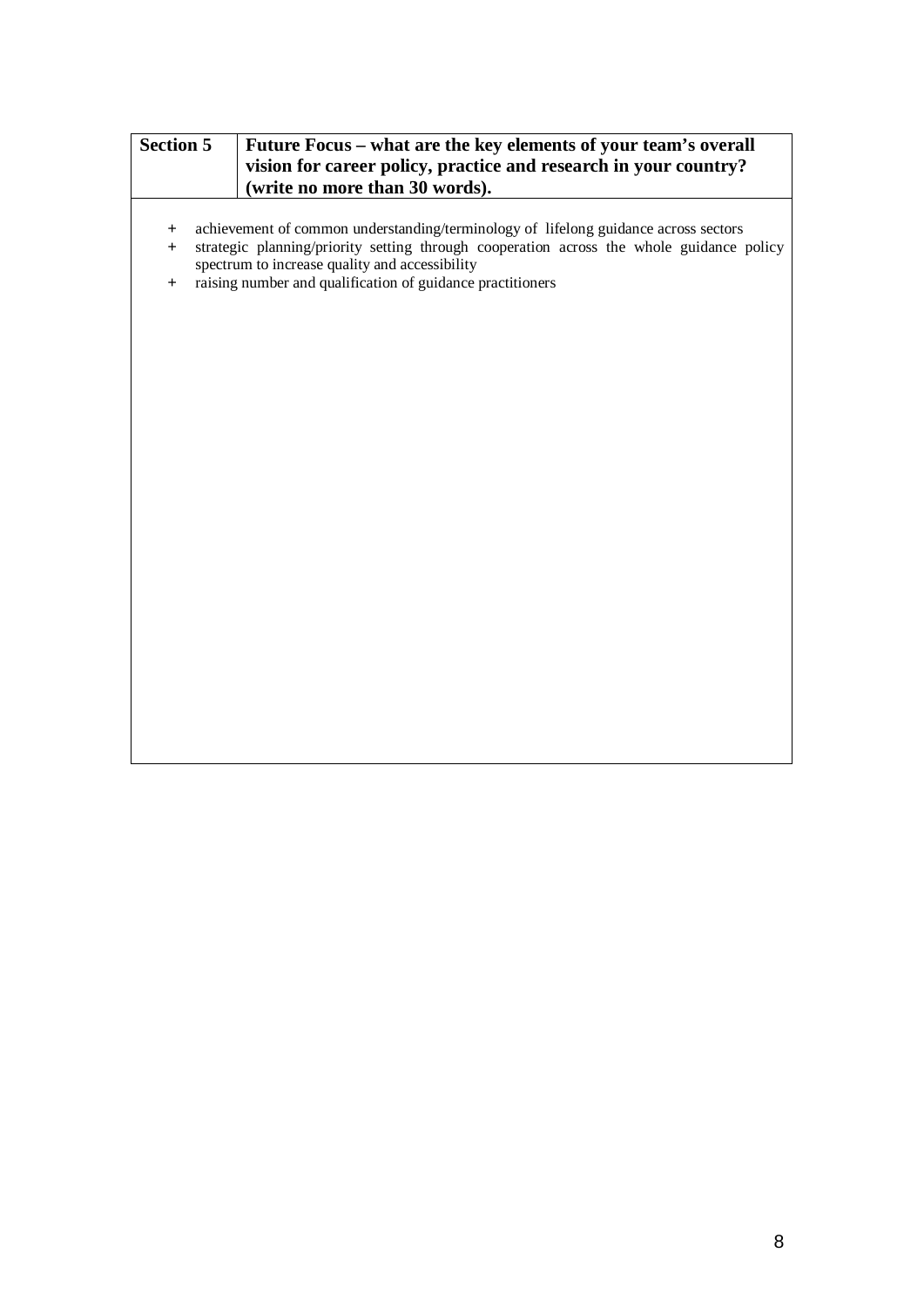| Section 5 | Future Focus – what are the key elements of your team's overall vision for career policy, practice and research in your country? (write no more than 30 words). |
|---|---|

- achievement of common understanding/terminology of lifelong guidance across sectors
- strategic planning/priority setting through cooperation across the whole guidance policy spectrum to increase quality and accessibility
- raising number and qualification of guidance practitioners